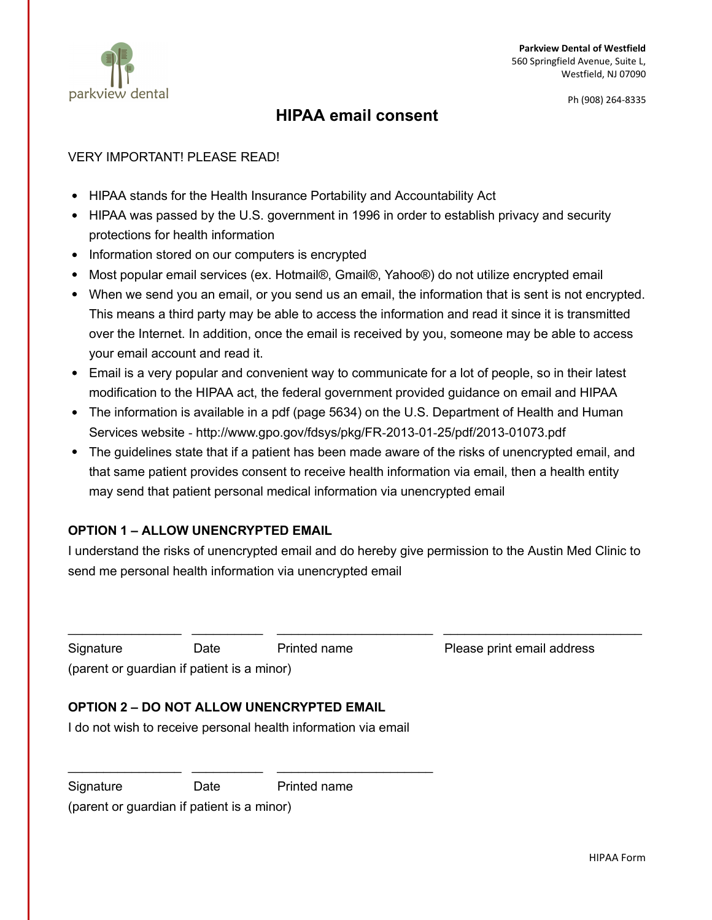**Parkview Dental of Westfield**
560 Springfield Avenue, Suite L,
Westfield, NJ 07090

Ph (908) 264-8335

# HIPAA email consent

VERY IMPORTANT! PLEASE READ!

- HIPAA stands for the Health Insurance Portability and Accountability Act
- HIPAA was passed by the U.S. government in 1996 in order to establish privacy and security protections for health information
- Information stored on our computers is encrypted
- Most popular email services (ex. Hotmail®, Gmail®, Yahoo®) do not utilize encrypted email
- When we send you an email, or you send us an email, the information that is sent is not encrypted. This means a third party may be able to access the information and read it since it is transmitted over the Internet. In addition, once the email is received by you, someone may be able to access your email account and read it.
- Email is a very popular and convenient way to communicate for a lot of people, so in their latest modification to the HIPAA act, the federal government provided guidance on email and HIPAA
- The information is available in a pdf (page 5634) on the U.S. Department of Health and Human Services website - http://www.gpo.gov/fdsys/pkg/FR-2013-01-25/pdf/2013-01073.pdf
- The guidelines state that if a patient has been made aware of the risks of unencrypted email, and that same patient provides consent to receive health information via email, then a health entity may send that patient personal medical information via unencrypted email

**OPTION 1 – ALLOW UNENCRYPTED EMAIL**

I understand the risks of unencrypted email and do hereby give permission to the Austin Med Clinic to send me personal health information via unencrypted email

________________ __________ ______________________ ____________________________

Signature Date Printed name Please print email address
(parent or guardian if patient is a minor)

**OPTION 2 – DO NOT ALLOW UNENCRYPTED EMAIL**

I do not wish to receive personal health information via email

________________ __________ ______________________

Signature Date Printed name
(parent or guardian if patient is a minor)

HIPAA Form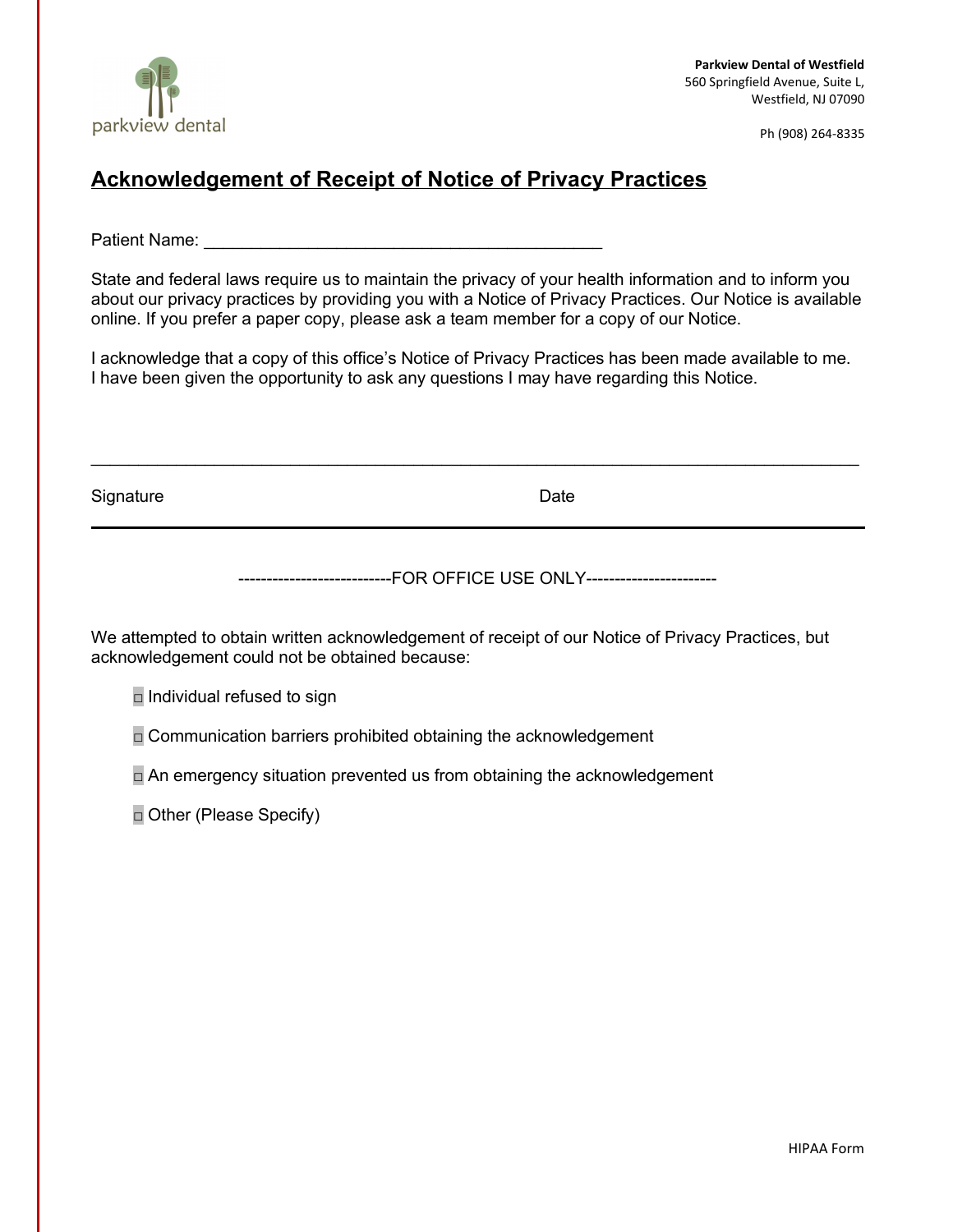parkview dental

**Parkview Dental of Westfield**
560 Springfield Avenue, Suite L,
Westfield, NJ 07090

Ph (908) 264-8335

## Acknowledgement of Receipt of Notice of Privacy Practices

Patient Name: ________________________________________

State and federal laws require us to maintain the privacy of your health information and to inform you about our privacy practices by providing you with a Notice of Privacy Practices. Our Notice is available online. If you prefer a paper copy, please ask a team member for a copy of our Notice.

I acknowledge that a copy of this office's Notice of Privacy Practices has been made available to me. I have been given the opportunity to ask any questions I may have regarding this Notice.

______________________________________________________________________________

Signature Date

---

--------------------------FOR OFFICE USE ONLY----------------------

We attempted to obtain written acknowledgement of receipt of our Notice of Privacy Practices, but acknowledgement could not be obtained because:

- ☐ Individual refused to sign
- ☐ Communication barriers prohibited obtaining the acknowledgement
- ☐ An emergency situation prevented us from obtaining the acknowledgement
- ☐ Other (Please Specify)

HIPAA Form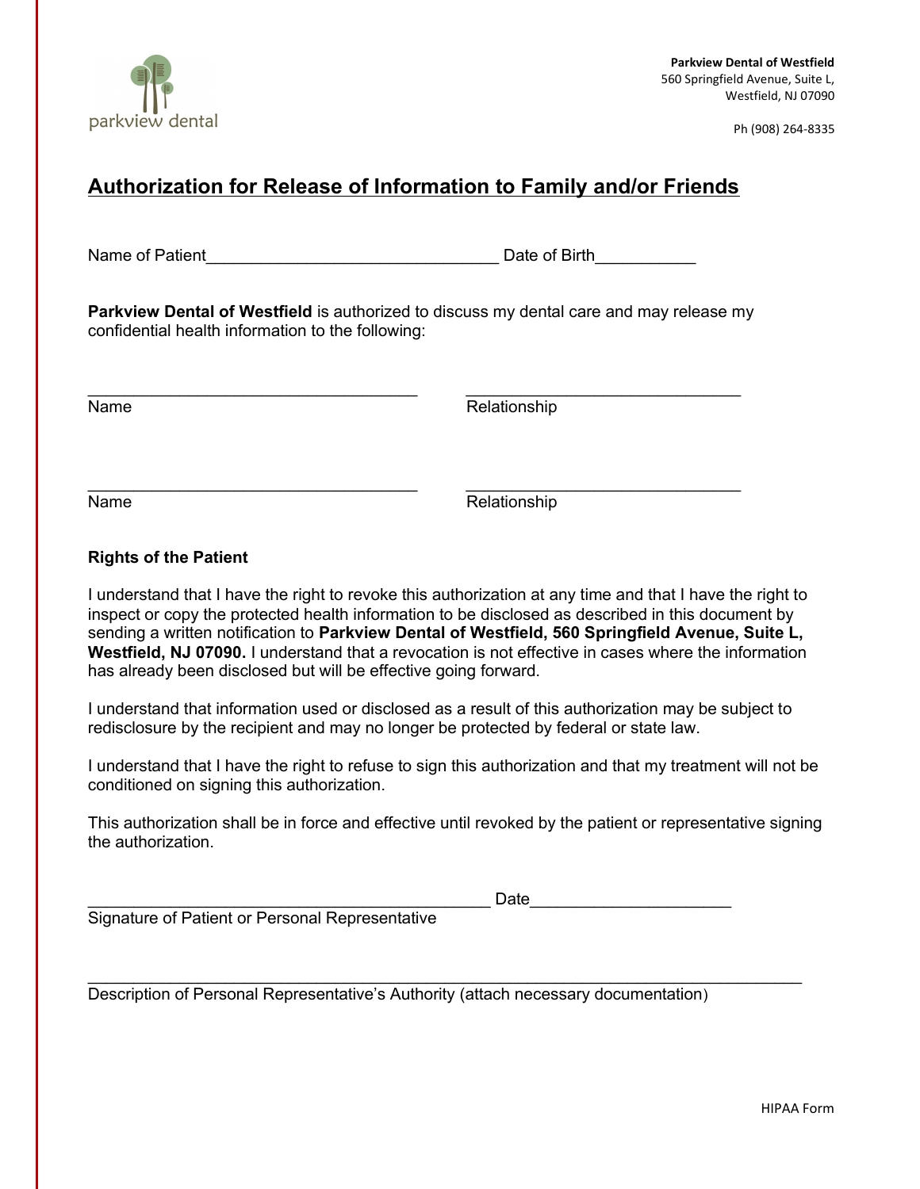parkview dental

**Parkview Dental of Westfield**
560 Springfield Avenue, Suite L,
Westfield, NJ 07090

Ph (908) 264-8335

# Authorization for Release of Information to Family and/or Friends

Name of Patient_______________________________ Date of Birth___________

**Parkview Dental of Westfield** is authorized to discuss my dental care and may release my confidential health information to the following:

___________________________________ ______________________________
Name Relationship

___________________________________ ______________________________
Name Relationship

**Rights of the Patient**

I understand that I have the right to revoke this authorization at any time and that I have the right to inspect or copy the protected health information to be disclosed as described in this document by sending a written notification to **Parkview Dental of Westfield, 560 Springfield Avenue, Suite L, Westfield, NJ 07090.** I understand that a revocation is not effective in cases where the information has already been disclosed but will be effective going forward.

I understand that information used or disclosed as a result of this authorization may be subject to redisclosure by the recipient and may no longer be protected by federal or state law.

I understand that I have the right to refuse to sign this authorization and that my treatment will not be conditioned on signing this authorization.

This authorization shall be in force and effective until revoked by the patient or representative signing the authorization.

___________________________________________ Date_____________________
Signature of Patient or Personal Representative

___________________________________________________________________________
Description of Personal Representative's Authority (attach necessary documentation)

HIPAA Form